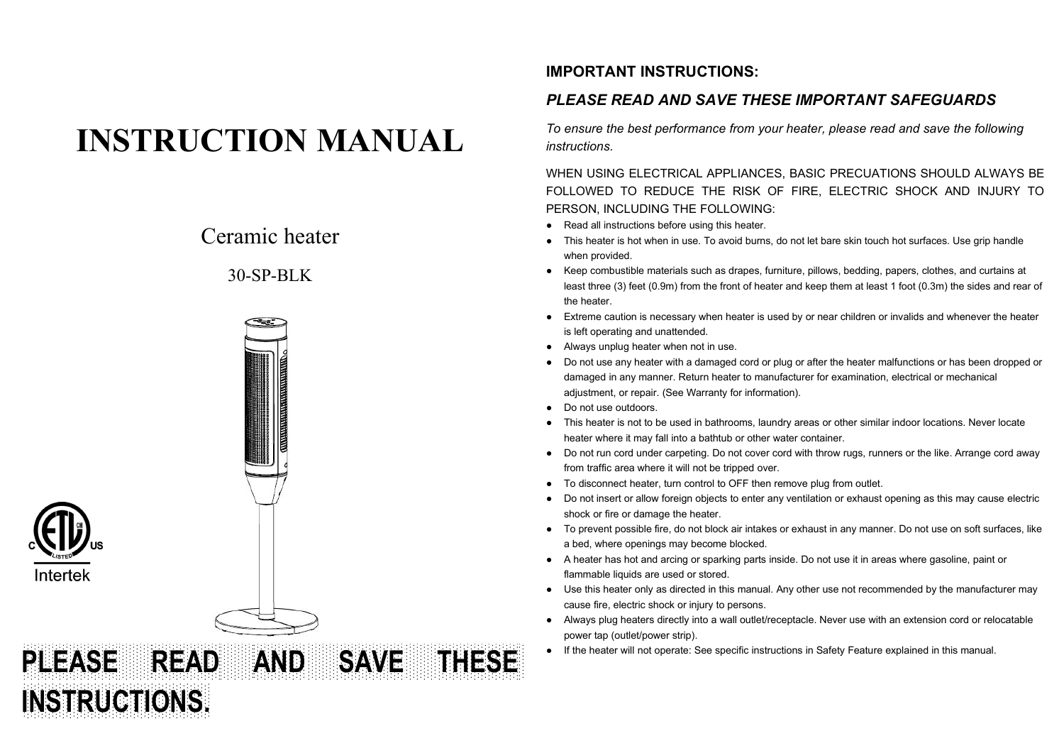# INSTRUCTION MANUAL

Ceramic heater

30-SP-BLK

Intertek

**PLEASE READ AND SAVE THESE INSTRUCTIONS.**

**IMPORTANT INSTRUCTIONS:**

***PLEASE READ AND SAVE THESE IMPORTANT SAFEGUARDS***

*To ensure the best performance from your heater, please read and save the following instructions.*

WHEN USING ELECTRICAL APPLIANCES, BASIC PRECUATIONS SHOULD ALWAYS BE FOLLOWED TO REDUCE THE RISK OF FIRE, ELECTRIC SHOCK AND INJURY TO PERSON, INCLUDING THE FOLLOWING:

- Read all instructions before using this heater.
- This heater is hot when in use. To avoid burns, do not let bare skin touch hot surfaces. Use grip handle when provided.
- Keep combustible materials such as drapes, furniture, pillows, bedding, papers, clothes, and curtains at least three (3) feet (0.9m) from the front of heater and keep them at least 1 foot (0.3m) the sides and rear of the heater.
- Extreme caution is necessary when heater is used by or near children or invalids and whenever the heater is left operating and unattended.
- Always unplug heater when not in use.
- Do not use any heater with a damaged cord or plug or after the heater malfunctions or has been dropped or damaged in any manner. Return heater to manufacturer for examination, electrical or mechanical adjustment, or repair. (See Warranty for information).
- Do not use outdoors.
- This heater is not to be used in bathrooms, laundry areas or other similar indoor locations. Never locate heater where it may fall into a bathtub or other water container.
- Do not run cord under carpeting. Do not cover cord with throw rugs, runners or the like. Arrange cord away from traffic area where it will not be tripped over.
- To disconnect heater, turn control to OFF then remove plug from outlet.
- Do not insert or allow foreign objects to enter any ventilation or exhaust opening as this may cause electric shock or fire or damage the heater.
- To prevent possible fire, do not block air intakes or exhaust in any manner. Do not use on soft surfaces, like a bed, where openings may become blocked.
- A heater has hot and arcing or sparking parts inside. Do not use it in areas where gasoline, paint or flammable liquids are used or stored.
- Use this heater only as directed in this manual. Any other use not recommended by the manufacturer may cause fire, electric shock or injury to persons.
- Always plug heaters directly into a wall outlet/receptacle. Never use with an extension cord or relocatable power tap (outlet/power strip).
- If the heater will not operate: See specific instructions in Safety Feature explained in this manual.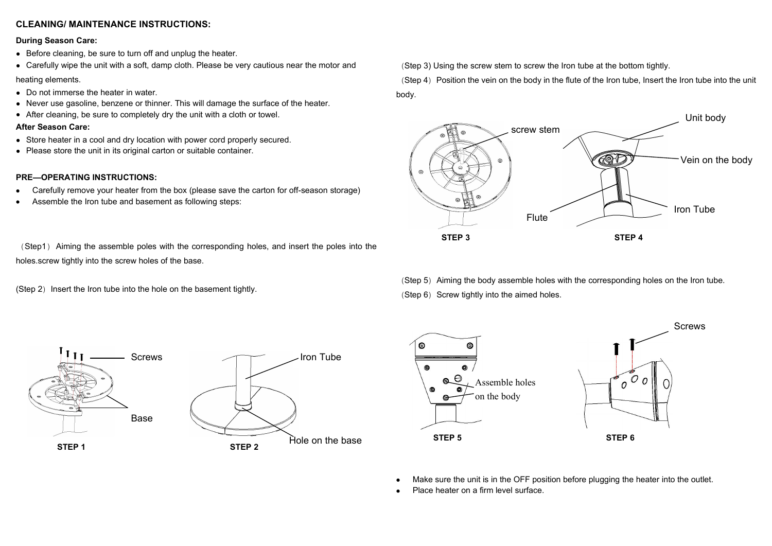## CLEANING/ MAINTENANCE INSTRUCTIONS:

**During Season Care:**

- Before cleaning, be sure to turn off and unplug the heater.
- Carefully wipe the unit with a soft, damp cloth. Please be very cautious near the motor and heating elements.
- Do not immerse the heater in water.
- Never use gasoline, benzene or thinner. This will damage the surface of the heater.
- After cleaning, be sure to completely dry the unit with a cloth or towel.

**After Season Care:**

- Store heater in a cool and dry location with power cord properly secured.
- Please store the unit in its original carton or suitable container.

## PRE—OPERATING INSTRUCTIONS:

- Carefully remove your heater from the box (please save the carton for off-season storage)
- Assemble the Iron tube and basement as following steps:

（Step1）Aiming the assemble poles with the corresponding holes, and insert the poles into the holes.screw tightly into the screw holes of the base.

(Step 2）Insert the Iron tube into the hole on the basement tightly.

Screws

Base

**STEP 1**

Iron Tube

Hole on the base

**STEP 2**

（Step 3) Using the screw stem to screw the Iron tube at the bottom tightly.

（Step 4）Position the vein on the body in the flute of the Iron tube, Insert the Iron tube into the unit body.

screw stem

**STEP 3**

Unit body

Vein on the body

Iron Tube

Flute

**STEP 4**

（Step 5）Aiming the body assemble holes with the corresponding holes on the Iron tube.

（Step 6）Screw tightly into the aimed holes.

Assemble holes on the body

**STEP 5**

Screws

**STEP 6**

- Make sure the unit is in the OFF position before plugging the heater into the outlet.
- Place heater on a firm level surface.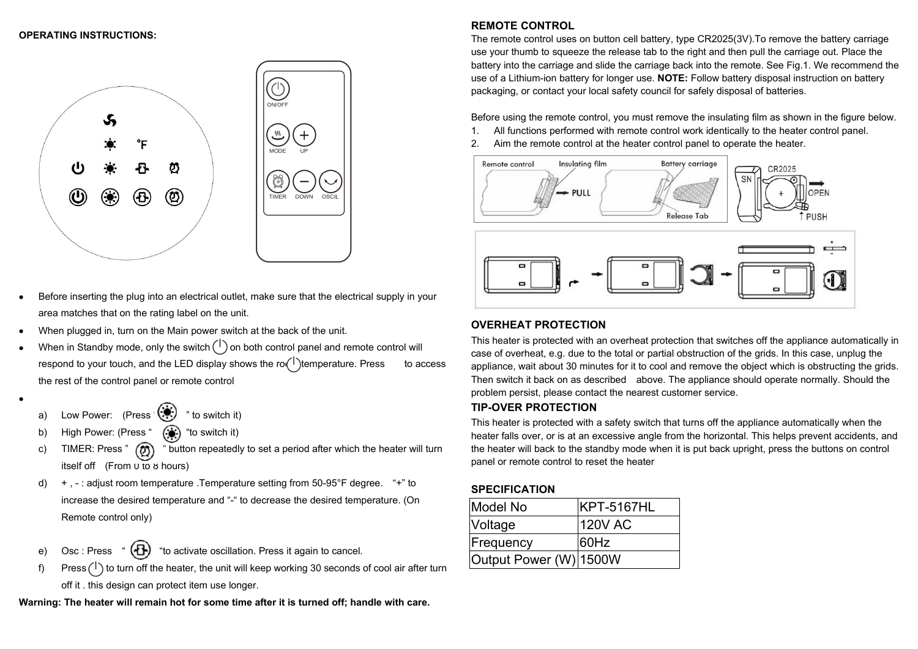**OPERATING INSTRUCTIONS:**

- Before inserting the plug into an electrical outlet, make sure that the electrical supply in your area matches that on the rating label on the unit.
- When plugged in, turn on the Main power switch at the back of the unit.
- When in Standby mode, only the switch on both control panel and remote control will respond to your touch, and the LED display shows the room temperature. Press to access the rest of the control panel or remote control
-
  a) Low Power: (Press " " to switch it)
  b) High Power: (Press " "to switch it)
  c) TIMER: Press " " button repeatedly to set a period after which the heater will turn itself off (From 0 to 8 hours)
  d) + , - : adjust room temperature .Temperature setting from 50-95°F degree. "+" to increase the desired temperature and "-" to decrease the desired temperature. (On Remote control only)
  e) Osc : Press " "to activate oscillation. Press it again to cancel.
  f) Press to turn off the heater, the unit will keep working 30 seconds of cool air after turn off it . this design can protect item use longer.

**Warning: The heater will remain hot for some time after it is turned off; handle with care.**

## REMOTE CONTROL

The remote control uses on button cell battery, type CR2025(3V).To remove the battery carriage use your thumb to squeeze the release tab to the right and then pull the carriage out. Place the battery into the carriage and slide the carriage back into the remote. See Fig.1. We recommend the use of a Lithium-ion battery for longer use. **NOTE:** Follow battery disposal instruction on battery packaging, or contact your local safety council for safely disposal of batteries.

Before using the remote control, you must remove the insulating film as shown in the figure below.

1. All functions performed with remote control work identically to the heater control panel.
2. Aim the remote control at the heater control panel to operate the heater.

## OVERHEAT PROTECTION

This heater is protected with an overheat protection that switches off the appliance automatically in case of overheat, e.g. due to the total or partial obstruction of the grids. In this case, unplug the appliance, wait about 30 minutes for it to cool and remove the object which is obstructing the grids. Then switch it back on as described above. The appliance should operate normally. Should the problem persist, please contact the nearest customer service.

## TIP-OVER PROTECTION

This heater is protected with a safety switch that turns off the appliance automatically when the heater falls over, or is at an excessive angle from the horizontal. This helps prevent accidents, and the heater will back to the standby mode when it is put back upright, press the buttons on control panel or remote control to reset the heater

## SPECIFICATION

| Model No | KPT-5167HL |
|---|---|
| Voltage | 120V AC |
| Frequency | 60Hz |
| Output Power (W) | 1500W |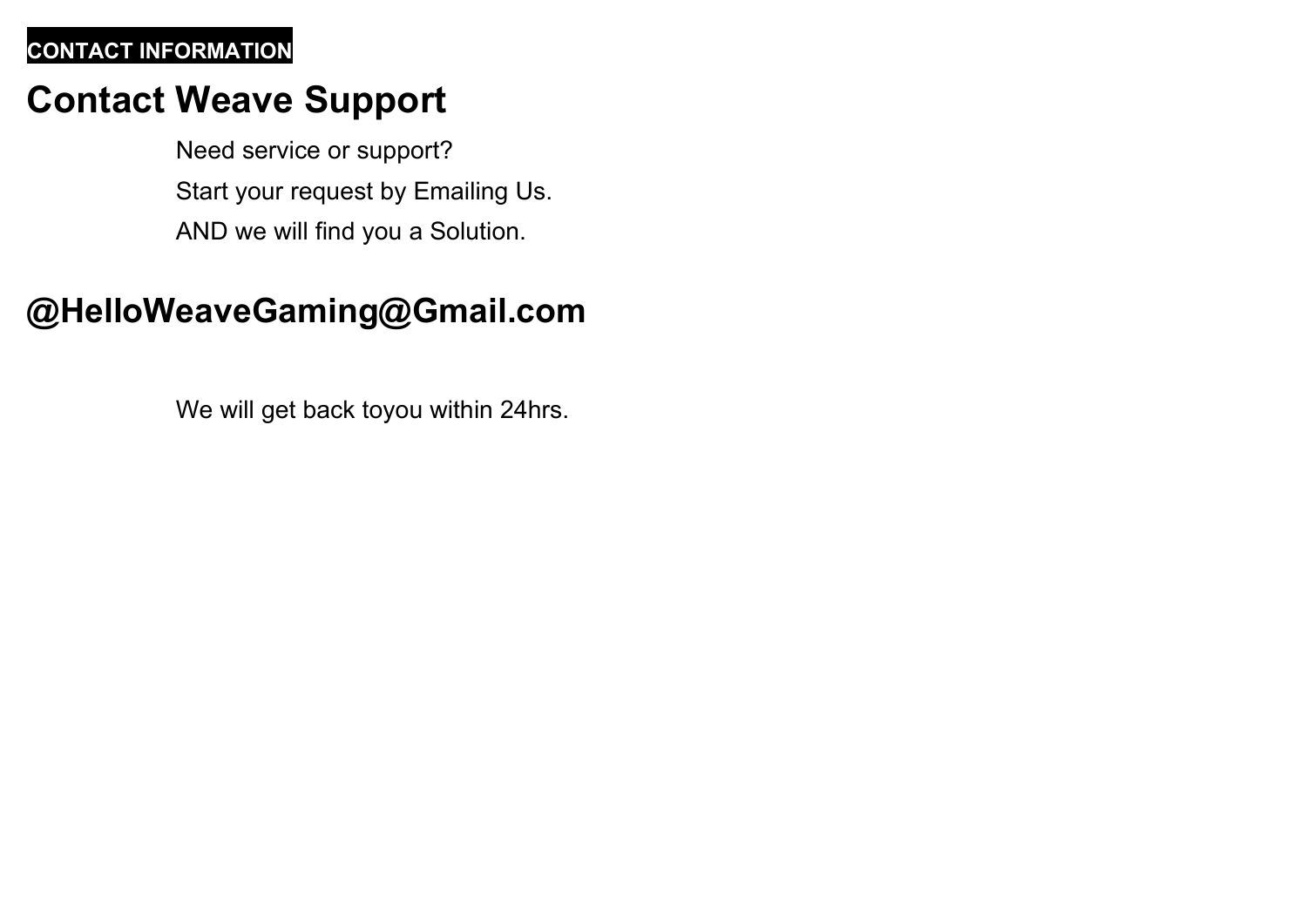CONTACT INFORMATION

# Contact Weave Support

Need service or support?

Start your request by Emailing Us.

AND we will find you a Solution.

## @HelloWeaveGaming@Gmail.com

We will get back toyou within 24hrs.